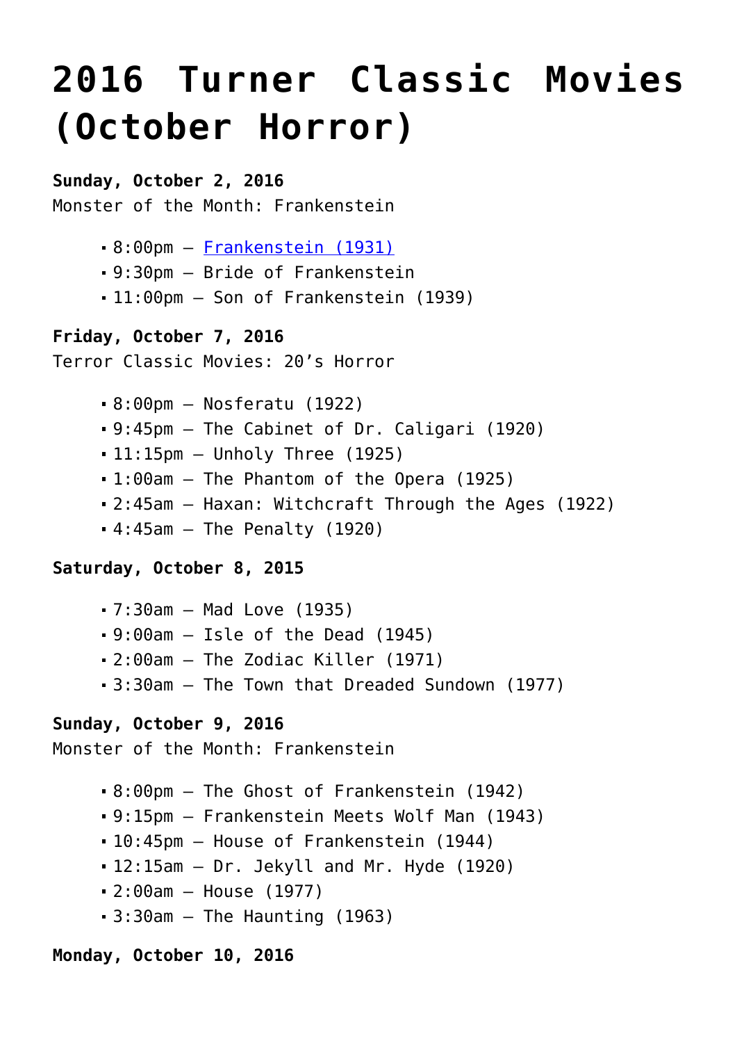# 2016 Turner Classic Movies (October Horror)

**Sunday, October 2, 2016**
Monster of the Month: Frankenstein

- 8:00pm – [Frankenstein (1931)]
- 9:30pm – Bride of Frankenstein
- 11:00pm – Son of Frankenstein (1939)

**Friday, October 7, 2016**
Terror Classic Movies: 20's Horror

- 8:00pm – Nosferatu (1922)
- 9:45pm – The Cabinet of Dr. Caligari (1920)
- 11:15pm – Unholy Three (1925)
- 1:00am – The Phantom of the Opera (1925)
- 2:45am – Haxan: Witchcraft Through the Ages (1922)
- 4:45am – The Penalty (1920)

**Saturday, October 8, 2015**

- 7:30am – Mad Love (1935)
- 9:00am – Isle of the Dead (1945)
- 2:00am – The Zodiac Killer (1971)
- 3:30am – The Town that Dreaded Sundown (1977)

**Sunday, October 9, 2016**
Monster of the Month: Frankenstein

- 8:00pm – The Ghost of Frankenstein (1942)
- 9:15pm – Frankenstein Meets Wolf Man (1943)
- 10:45pm – House of Frankenstein (1944)
- 12:15am – Dr. Jekyll and Mr. Hyde (1920)
- 2:00am – House (1977)
- 3:30am – The Haunting (1963)

**Monday, October 10, 2016**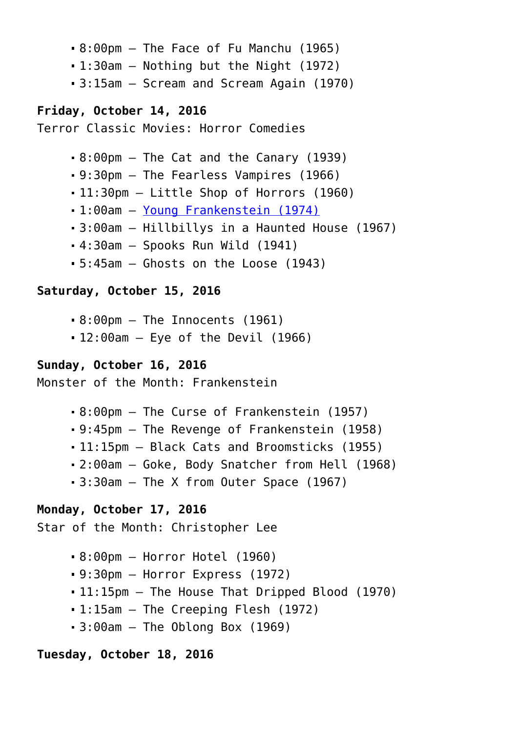- 8:00pm – The Face of Fu Manchu (1965)
- 1:30am – Nothing but the Night (1972)
- 3:15am – Scream and Scream Again (1970)

**Friday, October 14, 2016**
Terror Classic Movies: Horror Comedies

- 8:00pm – The Cat and the Canary (1939)
- 9:30pm – The Fearless Vampires (1966)
- 11:30pm – Little Shop of Horrors (1960)
- 1:00am – Young Frankenstein (1974)
- 3:00am – Hillbillys in a Haunted House (1967)
- 4:30am – Spooks Run Wild (1941)
- 5:45am – Ghosts on the Loose (1943)

**Saturday, October 15, 2016**

- 8:00pm – The Innocents (1961)
- 12:00am – Eye of the Devil (1966)

**Sunday, October 16, 2016**
Monster of the Month: Frankenstein

- 8:00pm – The Curse of Frankenstein (1957)
- 9:45pm – The Revenge of Frankenstein (1958)
- 11:15pm – Black Cats and Broomsticks (1955)
- 2:00am – Goke, Body Snatcher from Hell (1968)
- 3:30am – The X from Outer Space (1967)

**Monday, October 17, 2016**
Star of the Month: Christopher Lee

- 8:00pm – Horror Hotel (1960)
- 9:30pm – Horror Express (1972)
- 11:15pm – The House That Dripped Blood (1970)
- 1:15am – The Creeping Flesh (1972)
- 3:00am – The Oblong Box (1969)

**Tuesday, October 18, 2016**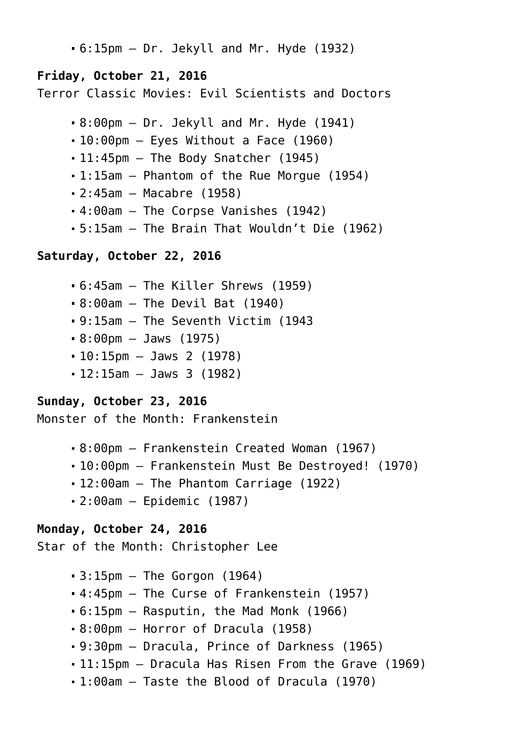- 6:15pm – Dr. Jekyll and Mr. Hyde (1932)

**Friday, October 21, 2016**
Terror Classic Movies: Evil Scientists and Doctors

- 8:00pm – Dr. Jekyll and Mr. Hyde (1941)
- 10:00pm – Eyes Without a Face (1960)
- 11:45pm – The Body Snatcher (1945)
- 1:15am – Phantom of the Rue Morgue (1954)
- 2:45am – Macabre (1958)
- 4:00am – The Corpse Vanishes (1942)
- 5:15am – The Brain That Wouldn't Die (1962)

**Saturday, October 22, 2016**

- 6:45am – The Killer Shrews (1959)
- 8:00am – The Devil Bat (1940)
- 9:15am – The Seventh Victim (1943
- 8:00pm – Jaws (1975)
- 10:15pm – Jaws 2 (1978)
- 12:15am – Jaws 3 (1982)

**Sunday, October 23, 2016**
Monster of the Month: Frankenstein

- 8:00pm – Frankenstein Created Woman (1967)
- 10:00pm – Frankenstein Must Be Destroyed! (1970)
- 12:00am – The Phantom Carriage (1922)
- 2:00am – Epidemic (1987)

**Monday, October 24, 2016**
Star of the Month: Christopher Lee

- 3:15pm – The Gorgon (1964)
- 4:45pm – The Curse of Frankenstein (1957)
- 6:15pm – Rasputin, the Mad Monk (1966)
- 8:00pm – Horror of Dracula (1958)
- 9:30pm – Dracula, Prince of Darkness (1965)
- 11:15pm – Dracula Has Risen From the Grave (1969)
- 1:00am – Taste the Blood of Dracula (1970)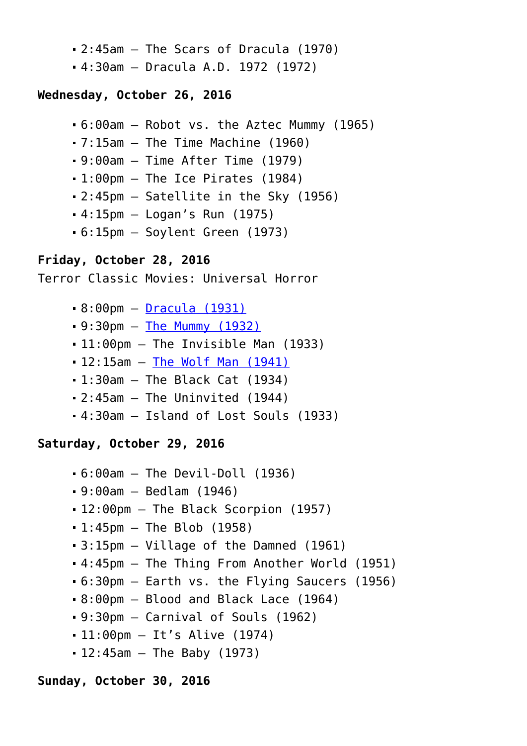- 2:45am – The Scars of Dracula (1970)
- 4:30am – Dracula A.D. 1972 (1972)

**Wednesday, October 26, 2016**

- 6:00am – Robot vs. the Aztec Mummy (1965)
- 7:15am – The Time Machine (1960)
- 9:00am – Time After Time (1979)
- 1:00pm – The Ice Pirates (1984)
- 2:45pm – Satellite in the Sky (1956)
- 4:15pm – Logan's Run (1975)
- 6:15pm – Soylent Green (1973)

**Friday, October 28, 2016**

Terror Classic Movies: Universal Horror

- 8:00pm – Dracula (1931)
- 9:30pm – The Mummy (1932)
- 11:00pm – The Invisible Man (1933)
- 12:15am – The Wolf Man (1941)
- 1:30am – The Black Cat (1934)
- 2:45am – The Uninvited (1944)
- 4:30am – Island of Lost Souls (1933)

**Saturday, October 29, 2016**

- 6:00am – The Devil-Doll (1936)
- 9:00am – Bedlam (1946)
- 12:00pm – The Black Scorpion (1957)
- 1:45pm – The Blob (1958)
- 3:15pm – Village of the Damned (1961)
- 4:45pm – The Thing From Another World (1951)
- 6:30pm – Earth vs. the Flying Saucers (1956)
- 8:00pm – Blood and Black Lace (1964)
- 9:30pm – Carnival of Souls (1962)
- 11:00pm – It's Alive (1974)
- 12:45am – The Baby (1973)

**Sunday, October 30, 2016**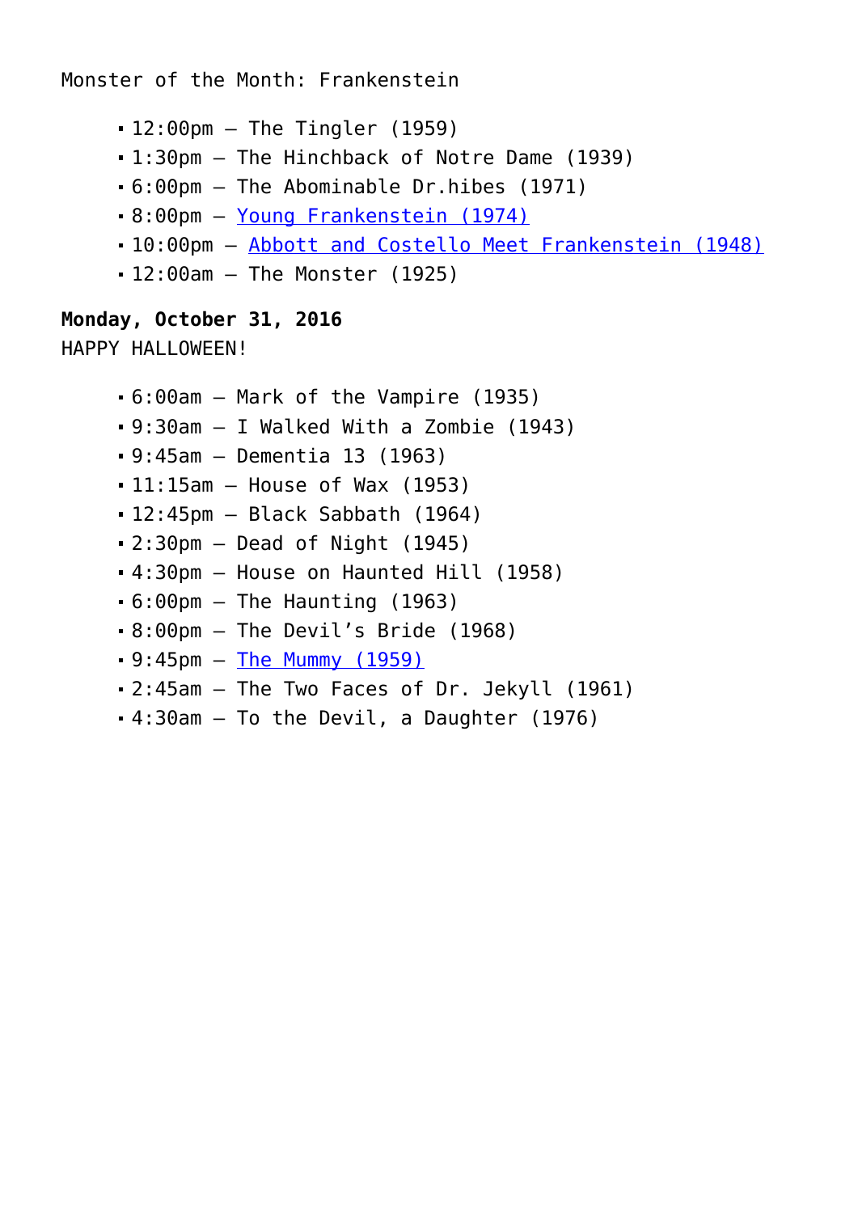Monster of the Month: Frankenstein

- 12:00pm – The Tingler (1959)
- 1:30pm – The Hinchback of Notre Dame (1939)
- 6:00pm – The Abominable Dr.hibes (1971)
- 8:00pm – Young Frankenstein (1974)
- 10:00pm – Abbott and Costello Meet Frankenstein (1948)
- 12:00am – The Monster (1925)

**Monday, October 31, 2016**
HAPPY HALLOWEEN!

- 6:00am – Mark of the Vampire (1935)
- 9:30am – I Walked With a Zombie (1943)
- 9:45am – Dementia 13 (1963)
- 11:15am – House of Wax (1953)
- 12:45pm – Black Sabbath (1964)
- 2:30pm – Dead of Night (1945)
- 4:30pm – House on Haunted Hill (1958)
- 6:00pm – The Haunting (1963)
- 8:00pm – The Devil's Bride (1968)
- 9:45pm – The Mummy (1959)
- 2:45am – The Two Faces of Dr. Jekyll (1961)
- 4:30am – To the Devil, a Daughter (1976)